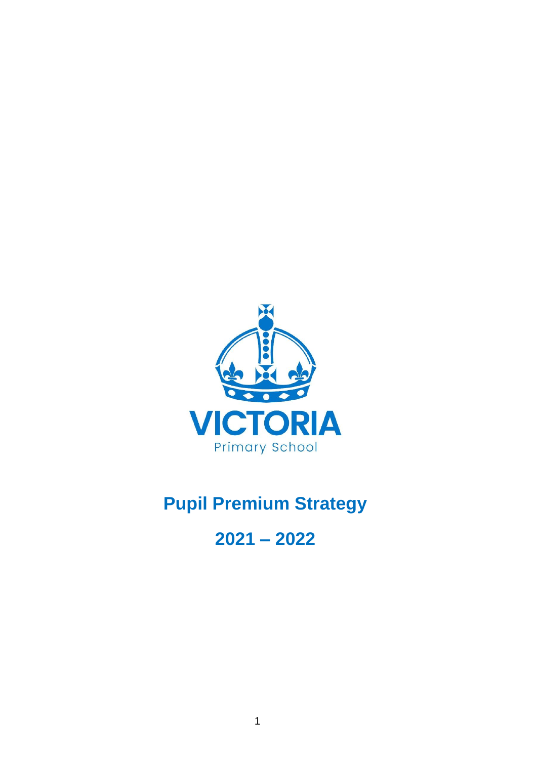VICTORIA

Primary School

# Pupil Premium Strategy

# 2021 – 2022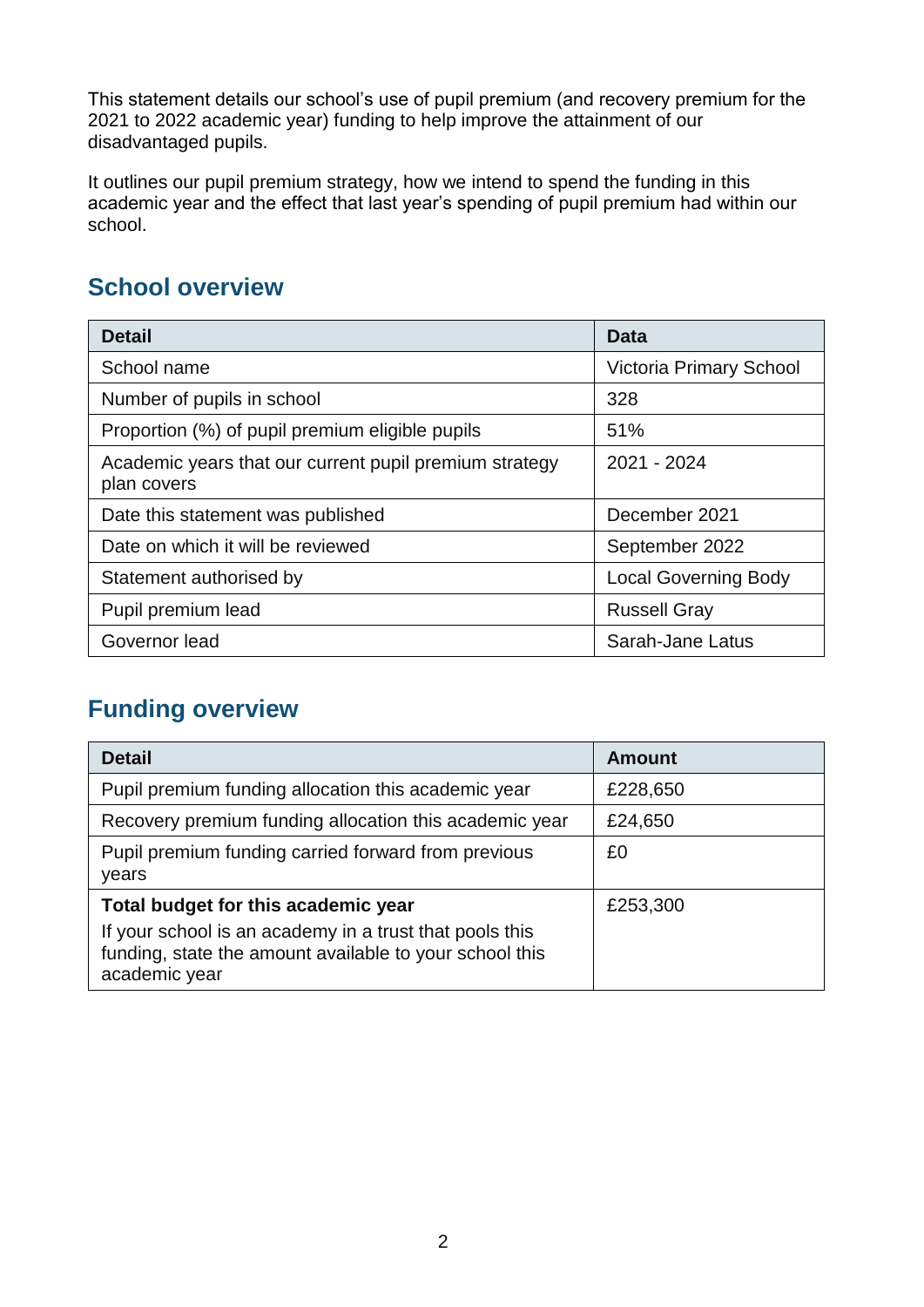This statement details our school's use of pupil premium (and recovery premium for the 2021 to 2022 academic year) funding to help improve the attainment of our disadvantaged pupils.

It outlines our pupil premium strategy, how we intend to spend the funding in this academic year and the effect that last year's spending of pupil premium had within our school.

## School overview

| Detail | Data |
|---|---|
| School name | Victoria Primary School |
| Number of pupils in school | 328 |
| Proportion (%) of pupil premium eligible pupils | 51% |
| Academic years that our current pupil premium strategy plan covers | 2021 - 2024 |
| Date this statement was published | December 2021 |
| Date on which it will be reviewed | September 2022 |
| Statement authorised by | Local Governing Body |
| Pupil premium lead | Russell Gray |
| Governor lead | Sarah-Jane Latus |

## Funding overview

| Detail | Amount |
|---|---|
| Pupil premium funding allocation this academic year | £228,650 |
| Recovery premium funding allocation this academic year | £24,650 |
| Pupil premium funding carried forward from previous years | £0 |
| **Total budget for this academic year**<br>If your school is an academy in a trust that pools this funding, state the amount available to your school this academic year | £253,300 |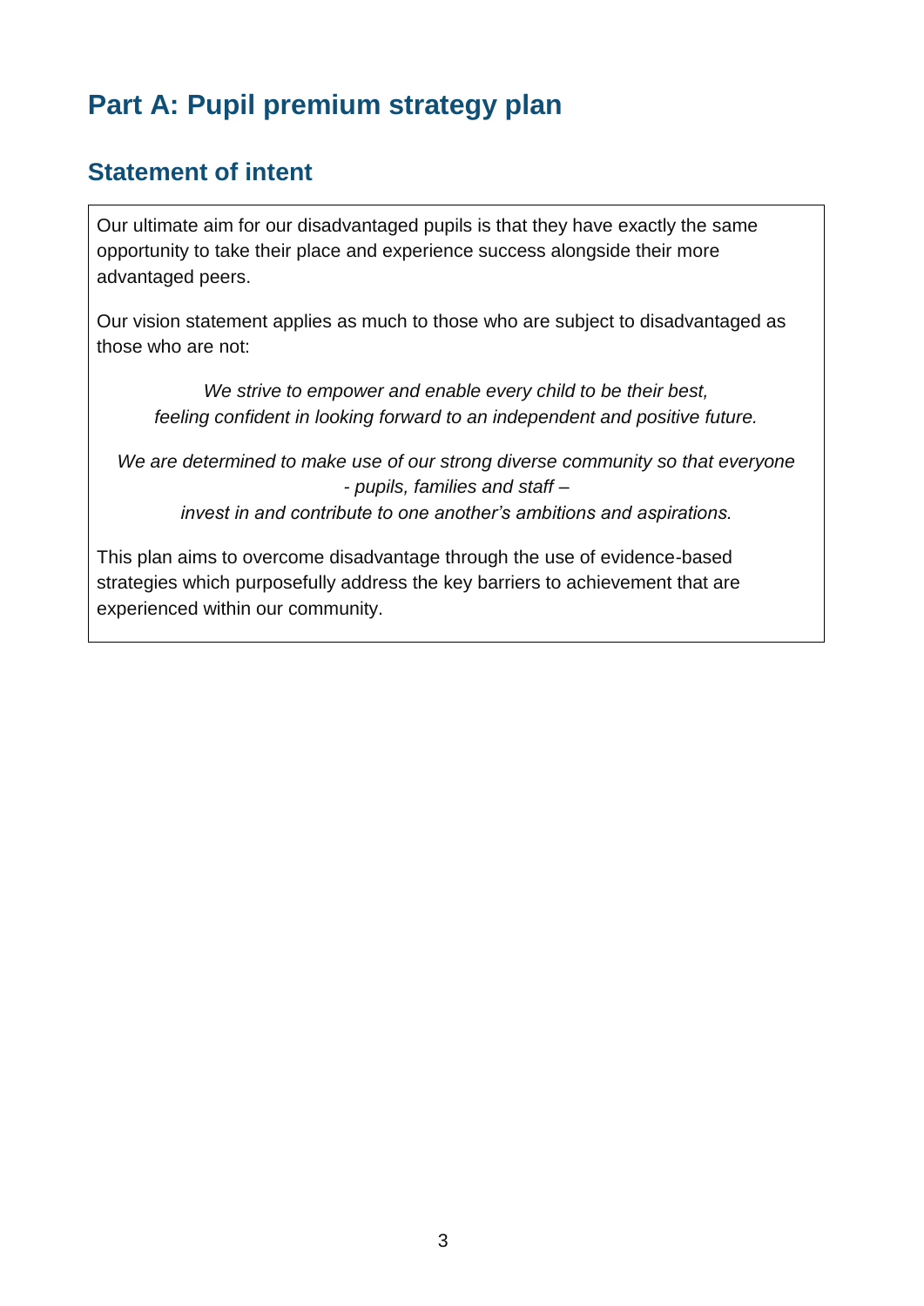# Part A: Pupil premium strategy plan

## Statement of intent

Our ultimate aim for our disadvantaged pupils is that they have exactly the same opportunity to take their place and experience success alongside their more advantaged peers.

Our vision statement applies as much to those who are subject to disadvantaged as those who are not:

*We strive to empower and enable every child to be their best,*
*feeling confident in looking forward to an independent and positive future.*

*We are determined to make use of our strong diverse community so that everyone - pupils, families and staff –*
*invest in and contribute to one another's ambitions and aspirations.*

This plan aims to overcome disadvantage through the use of evidence-based strategies which purposefully address the key barriers to achievement that are experienced within our community.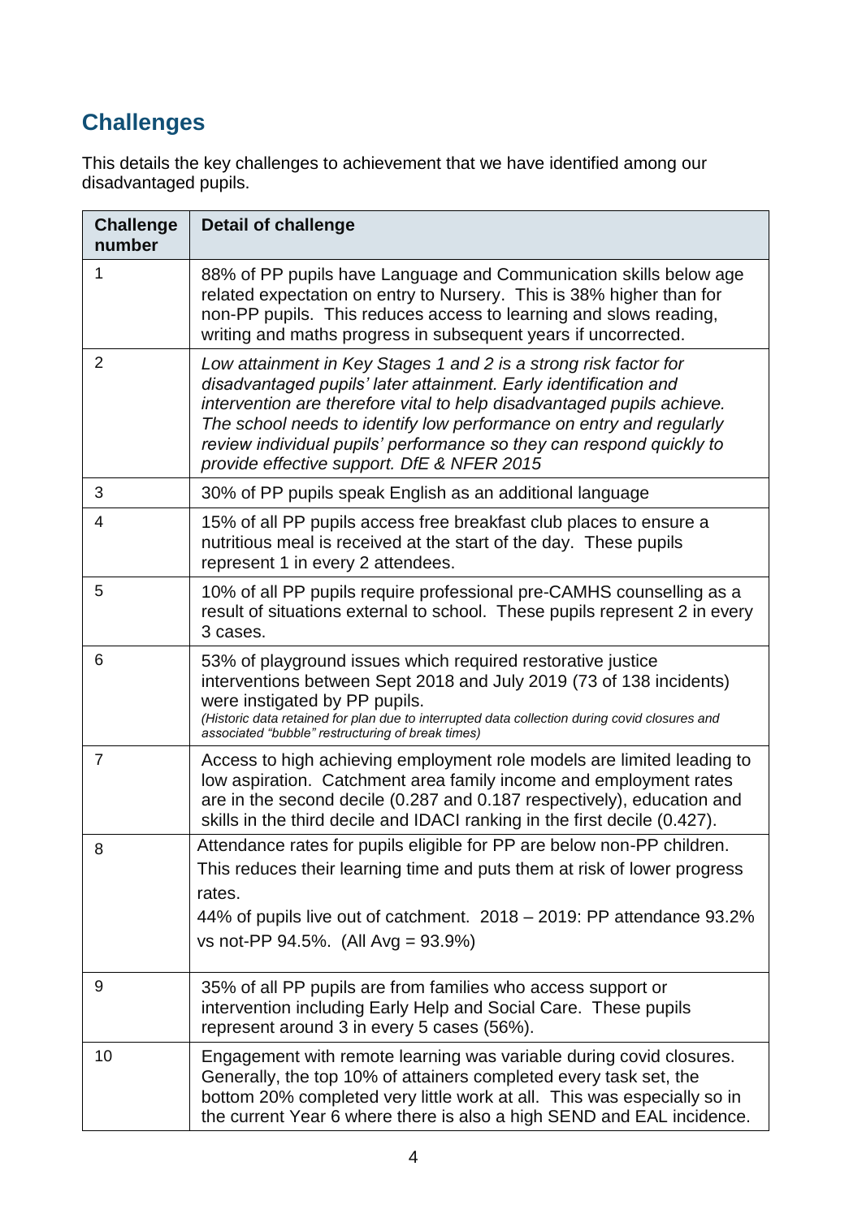## Challenges

This details the key challenges to achievement that we have identified among our disadvantaged pupils.

| Challenge number | Detail of challenge |
|---|---|
| 1 | 88% of PP pupils have Language and Communication skills below age related expectation on entry to Nursery. This is 38% higher than for non-PP pupils. This reduces access to learning and slows reading, writing and maths progress in subsequent years if uncorrected. |
| 2 | *Low attainment in Key Stages 1 and 2 is a strong risk factor for disadvantaged pupils' later attainment. Early identification and intervention are therefore vital to help disadvantaged pupils achieve. The school needs to identify low performance on entry and regularly review individual pupils' performance so they can respond quickly to provide effective support. DfE & NFER 2015* |
| 3 | 30% of PP pupils speak English as an additional language |
| 4 | 15% of all PP pupils access free breakfast club places to ensure a nutritious meal is received at the start of the day. These pupils represent 1 in every 2 attendees. |
| 5 | 10% of all PP pupils require professional pre-CAMHS counselling as a result of situations external to school. These pupils represent 2 in every 3 cases. |
| 6 | 53% of playground issues which required restorative justice interventions between Sept 2018 and July 2019 (73 of 138 incidents) were instigated by PP pupils. *(Historic data retained for plan due to interrupted data collection during covid closures and associated "bubble" restructuring of break times)* |
| 7 | Access to high achieving employment role models are limited leading to low aspiration. Catchment area family income and employment rates are in the second decile (0.287 and 0.187 respectively), education and skills in the third decile and IDACI ranking in the first decile (0.427). |
| 8 | Attendance rates for pupils eligible for PP are below non-PP children. This reduces their learning time and puts them at risk of lower progress rates. 44% of pupils live out of catchment. 2018 – 2019: PP attendance 93.2% vs not-PP 94.5%. (All Avg = 93.9%) |
| 9 | 35% of all PP pupils are from families who access support or intervention including Early Help and Social Care. These pupils represent around 3 in every 5 cases (56%). |
| 10 | Engagement with remote learning was variable during covid closures. Generally, the top 10% of attainers completed every task set, the bottom 20% completed very little work at all. This was especially so in the current Year 6 where there is also a high SEND and EAL incidence. |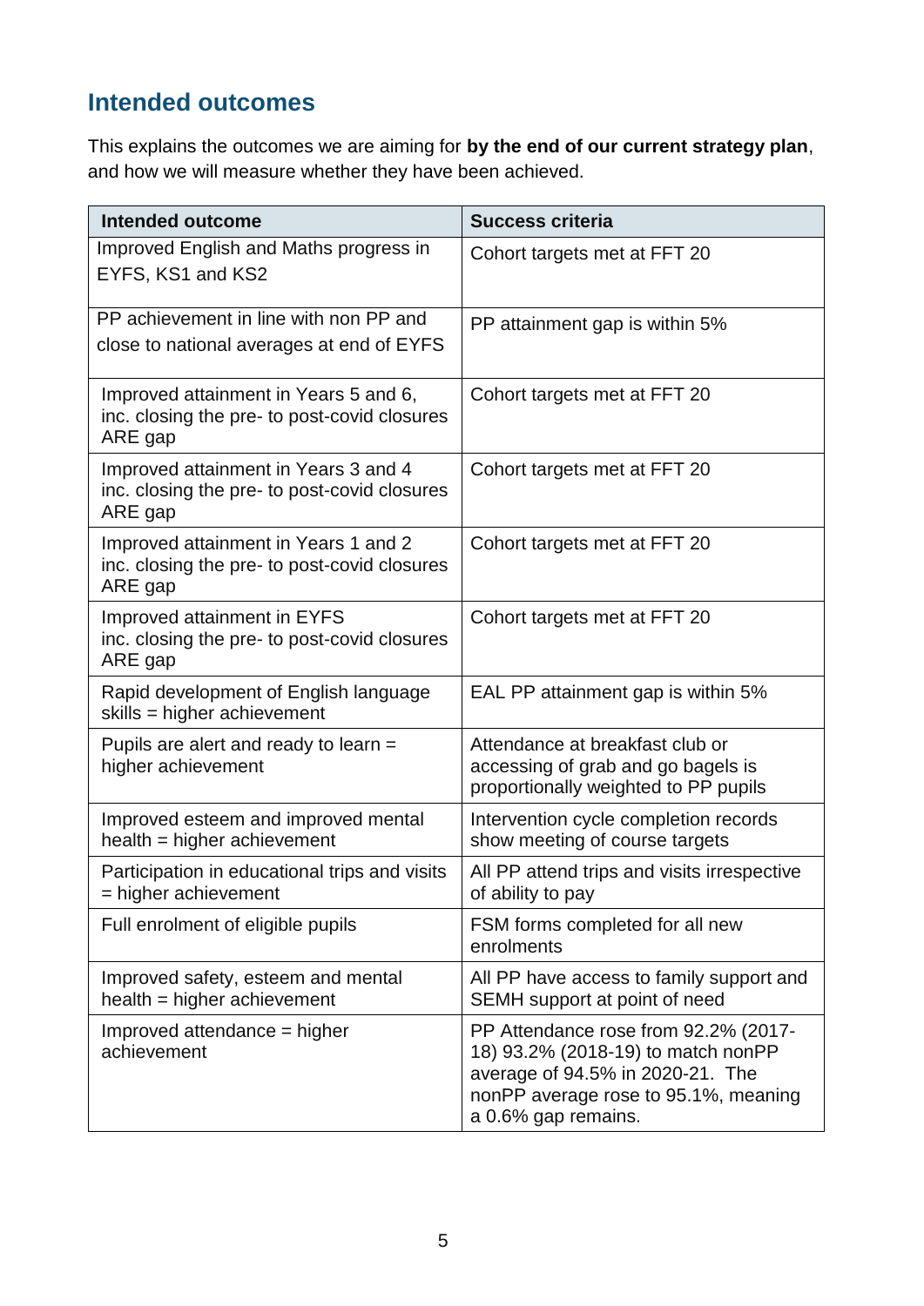## Intended outcomes

This explains the outcomes we are aiming for **by the end of our current strategy plan**, and how we will measure whether they have been achieved.

| Intended outcome | Success criteria |
|---|---|
| Improved English and Maths progress in EYFS, KS1 and KS2 | Cohort targets met at FFT 20 |
| PP achievement in line with non PP and close to national averages at end of EYFS | PP attainment gap is within 5% |
| Improved attainment in Years 5 and 6, inc. closing the pre- to post-covid closures ARE gap | Cohort targets met at FFT 20 |
| Improved attainment in Years 3 and 4 inc. closing the pre- to post-covid closures ARE gap | Cohort targets met at FFT 20 |
| Improved attainment in Years 1 and 2 inc. closing the pre- to post-covid closures ARE gap | Cohort targets met at FFT 20 |
| Improved attainment in EYFS inc. closing the pre- to post-covid closures ARE gap | Cohort targets met at FFT 20 |
| Rapid development of English language skills = higher achievement | EAL PP attainment gap is within 5% |
| Pupils are alert and ready to learn = higher achievement | Attendance at breakfast club or accessing of grab and go bagels is proportionally weighted to PP pupils |
| Improved esteem and improved mental health = higher achievement | Intervention cycle completion records show meeting of course targets |
| Participation in educational trips and visits = higher achievement | All PP attend trips and visits irrespective of ability to pay |
| Full enrolment of eligible pupils | FSM forms completed for all new enrolments |
| Improved safety, esteem and mental health = higher achievement | All PP have access to family support and SEMH support at point of need |
| Improved attendance = higher achievement | PP Attendance rose from 92.2% (2017-18) 93.2% (2018-19) to match nonPP average of 94.5% in 2020-21. The nonPP average rose to 95.1%, meaning a 0.6% gap remains. |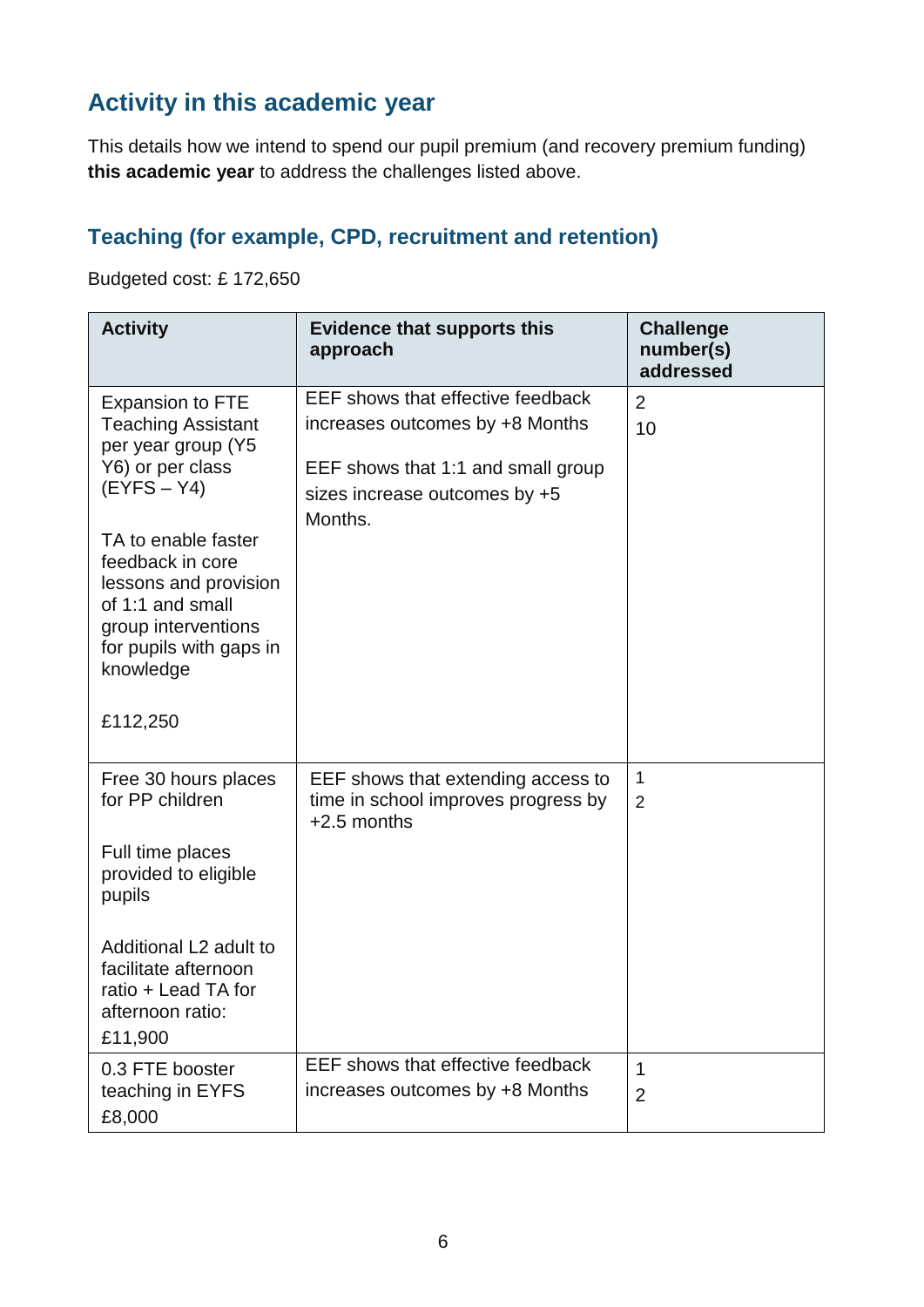## Activity in this academic year

This details how we intend to spend our pupil premium (and recovery premium funding) **this academic year** to address the challenges listed above.

### Teaching (for example, CPD, recruitment and retention)

Budgeted cost: £ 172,650

| Activity | Evidence that supports this approach | Challenge number(s) addressed |
|---|---|---|
| Expansion to FTE Teaching Assistant per year group (Y5 Y6) or per class (EYFS – Y4)<br><br>TA to enable faster feedback in core lessons and provision of 1:1 and small group interventions for pupils with gaps in knowledge<br><br>£112,250 | EEF shows that effective feedback increases outcomes by +8 Months<br><br>EEF shows that 1:1 and small group sizes increase outcomes by +5 Months. | 2<br>10 |
| Free 30 hours places for PP children<br><br>Full time places provided to eligible pupils<br><br>Additional L2 adult to facilitate afternoon ratio + Lead TA for afternoon ratio:<br>£11,900 | EEF shows that extending access to time in school improves progress by +2.5 months | 1<br>2 |
| 0.3 FTE booster teaching in EYFS<br>£8,000 | EEF shows that effective feedback increases outcomes by +8 Months | 1<br>2 |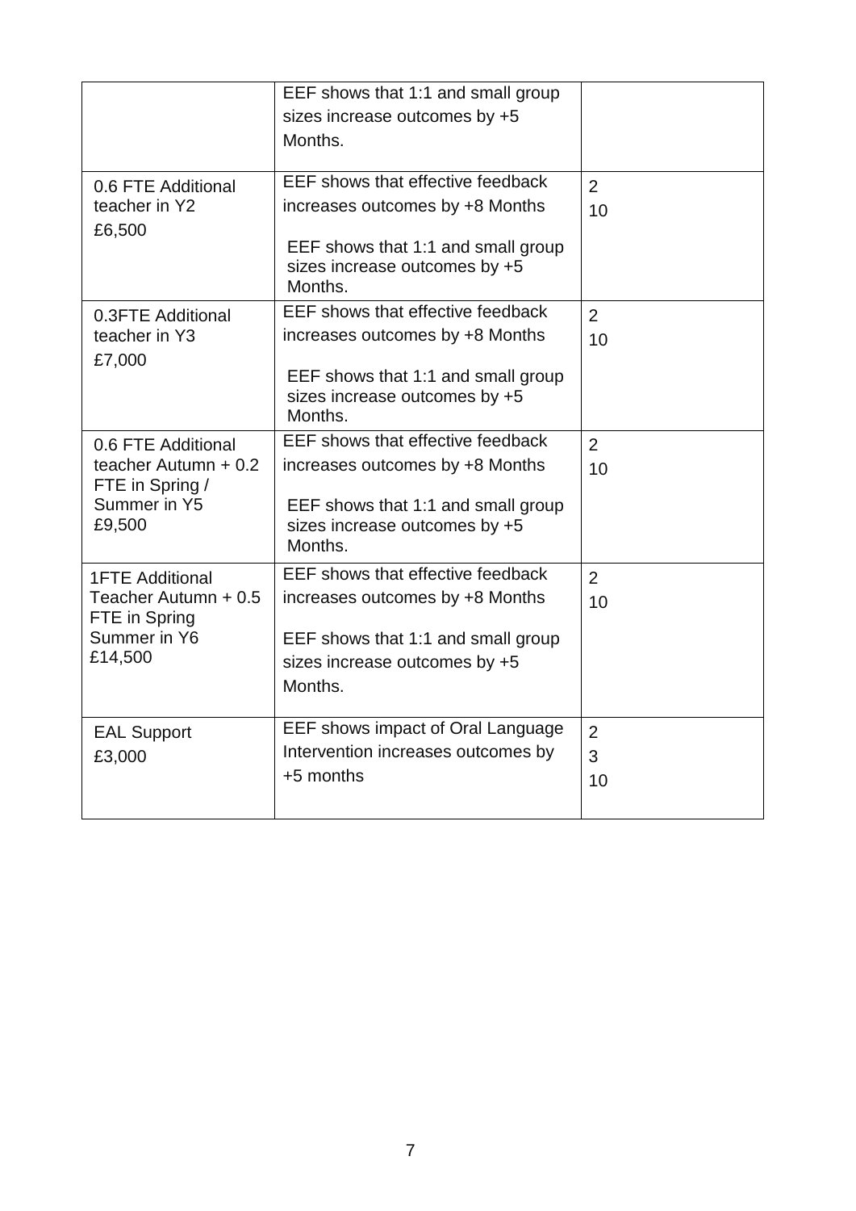| | | |
|---|---|---|
| | EEF shows that 1:1 and small group sizes increase outcomes by +5 Months. | |
| 0.6 FTE Additional teacher in Y2<br>£6,500 | EEF shows that effective feedback increases outcomes by +8 Months<br><br>EEF shows that 1:1 and small group sizes increase outcomes by +5 Months. | 2<br>10 |
| 0.3FTE Additional teacher in Y3<br>£7,000 | EEF shows that effective feedback increases outcomes by +8 Months<br><br>EEF shows that 1:1 and small group sizes increase outcomes by +5 Months. | 2<br>10 |
| 0.6 FTE Additional teacher Autumn + 0.2 FTE in Spring / Summer in Y5<br>£9,500 | EEF shows that effective feedback increases outcomes by +8 Months<br><br>EEF shows that 1:1 and small group sizes increase outcomes by +5 Months. | 2<br>10 |
| 1FTE Additional Teacher Autumn + 0.5 FTE in Spring Summer in Y6<br>£14,500 | EEF shows that effective feedback increases outcomes by +8 Months<br><br>EEF shows that 1:1 and small group sizes increase outcomes by +5 Months. | 2<br>10 |
| EAL Support<br>£3,000 | EEF shows impact of Oral Language Intervention increases outcomes by +5 months | 2<br>3<br>10 |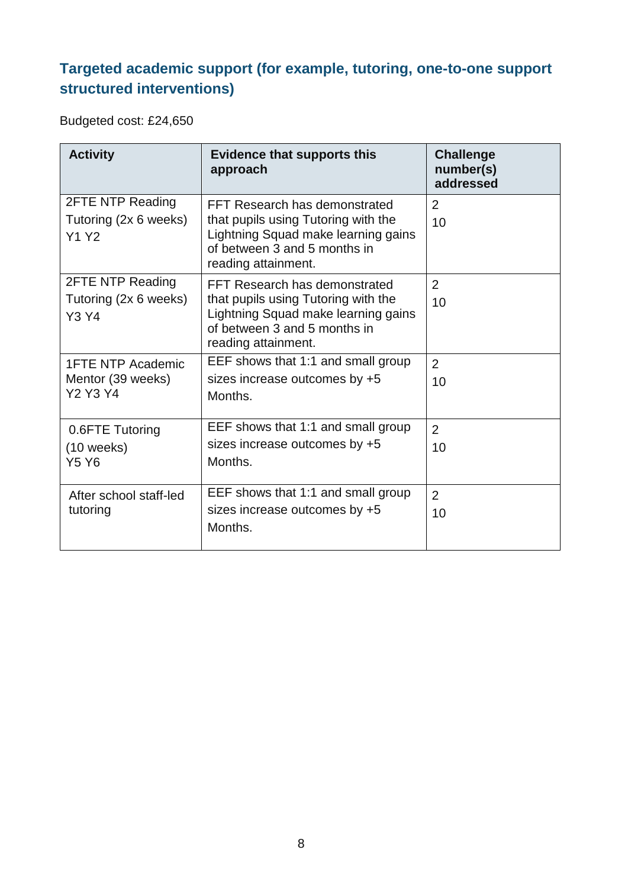## Targeted academic support (for example, tutoring, one-to-one support structured interventions)

Budgeted cost: £24,650

| Activity | Evidence that supports this approach | Challenge number(s) addressed |
| --- | --- | --- |
| 2FTE NTP Reading Tutoring (2x 6 weeks) Y1 Y2 | FFT Research has demonstrated that pupils using Tutoring with the Lightning Squad make learning gains of between 3 and 5 months in reading attainment. | 2<br>10 |
| 2FTE NTP Reading Tutoring (2x 6 weeks) Y3 Y4 | FFT Research has demonstrated that pupils using Tutoring with the Lightning Squad make learning gains of between 3 and 5 months in reading attainment. | 2<br>10 |
| 1FTE NTP Academic Mentor (39 weeks) Y2 Y3 Y4 | EEF shows that 1:1 and small group sizes increase outcomes by +5 Months. | 2<br>10 |
| 0.6FTE Tutoring (10 weeks) Y5 Y6 | EEF shows that 1:1 and small group sizes increase outcomes by +5 Months. | 2<br>10 |
| After school staff-led tutoring | EEF shows that 1:1 and small group sizes increase outcomes by +5 Months. | 2<br>10 |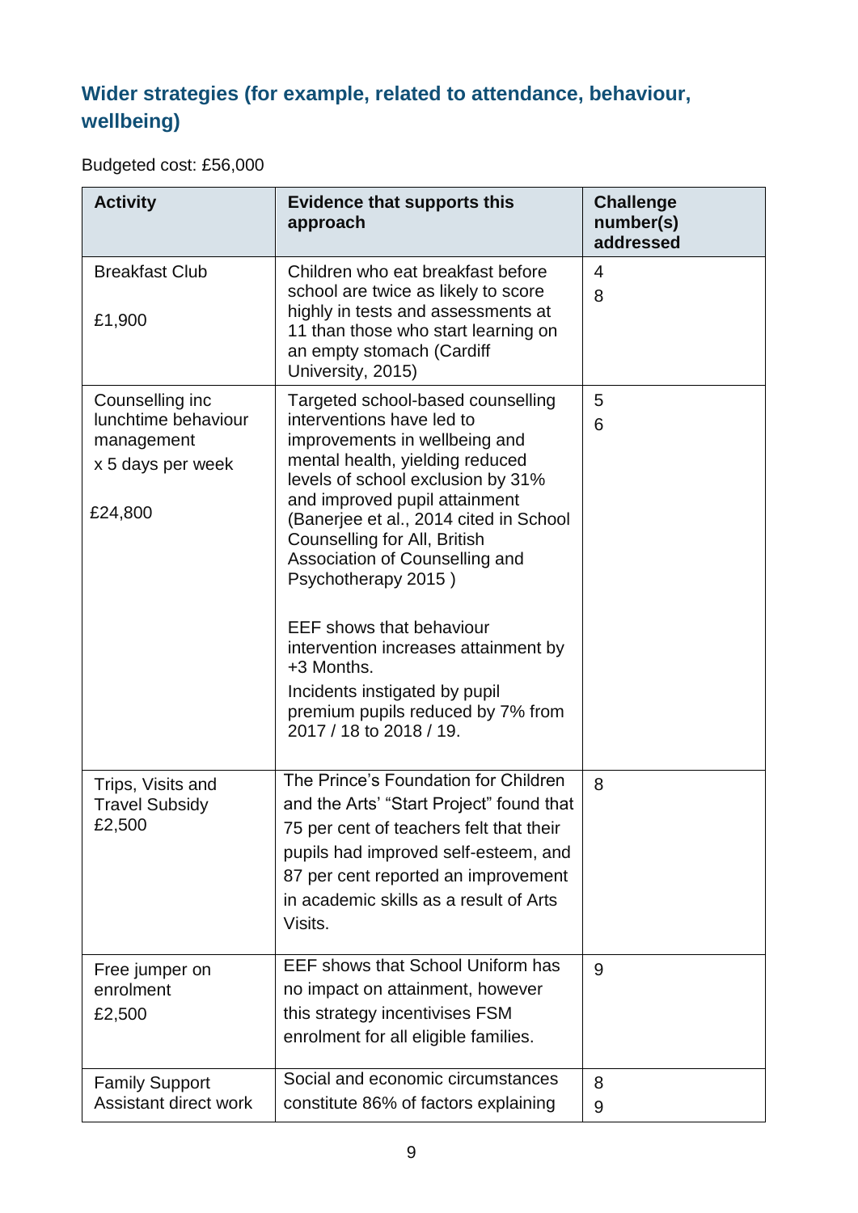## Wider strategies (for example, related to attendance, behaviour, wellbeing)

Budgeted cost: £56,000

| Activity | Evidence that supports this approach | Challenge number(s) addressed |
|---|---|---|
| Breakfast Club<br><br>£1,900 | Children who eat breakfast before school are twice as likely to score highly in tests and assessments at 11 than those who start learning on an empty stomach (Cardiff University, 2015) | 4<br>8 |
| Counselling inc lunchtime behaviour management<br>x 5 days per week<br><br>£24,800 | Targeted school-based counselling interventions have led to improvements in wellbeing and mental health, yielding reduced levels of school exclusion by 31% and improved pupil attainment (Banerjee et al., 2014 cited in School Counselling for All, British Association of Counselling and Psychotherapy 2015 )<br><br>EEF shows that behaviour intervention increases attainment by +3 Months.<br>Incidents instigated by pupil premium pupils reduced by 7% from 2017 / 18 to 2018 / 19. | 5<br>6 |
| Trips, Visits and Travel Subsidy £2,500 | The Prince's Foundation for Children and the Arts' "Start Project" found that 75 per cent of teachers felt that their pupils had improved self-esteem, and 87 per cent reported an improvement in academic skills as a result of Arts Visits. | 8 |
| Free jumper on enrolment<br>£2,500 | EEF shows that School Uniform has no impact on attainment, however this strategy incentivises FSM enrolment for all eligible families. | 9 |
| Family Support Assistant direct work | Social and economic circumstances constitute 86% of factors explaining | 8<br>9 |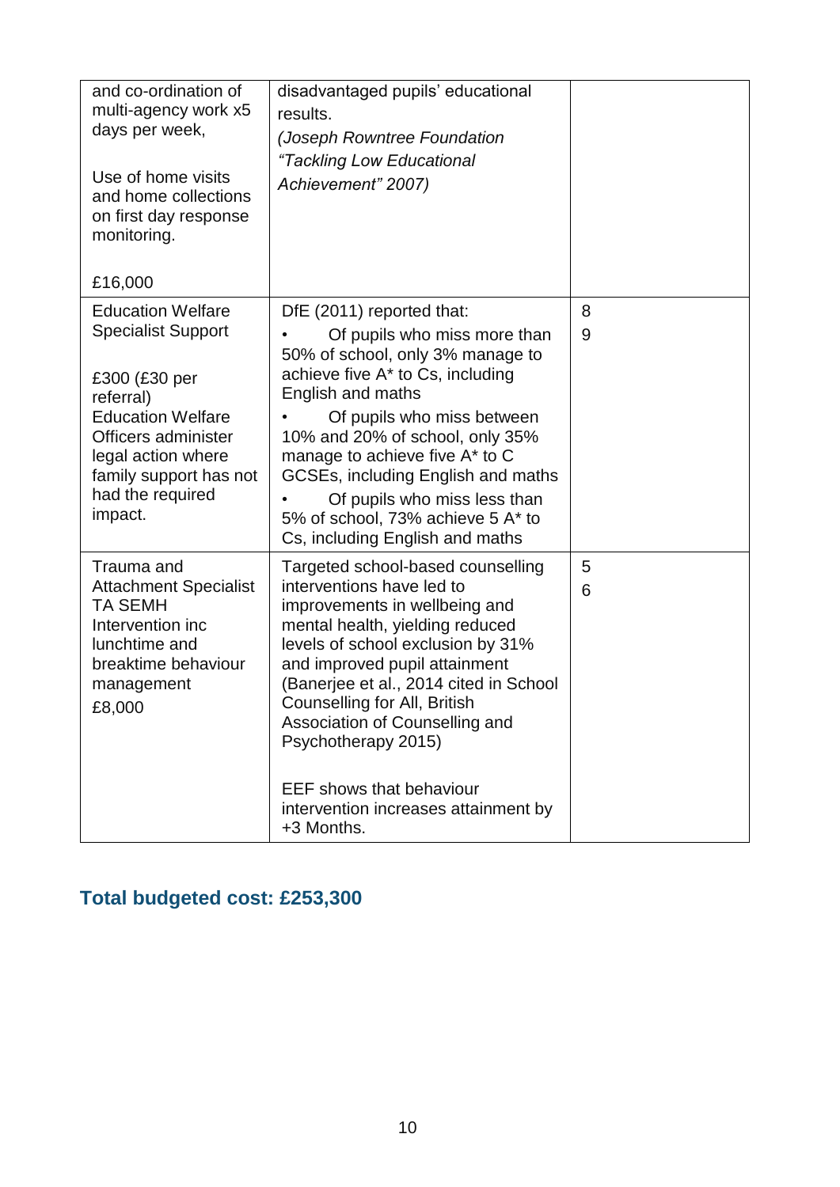| | | |
|---|---|---|
| and co-ordination of multi-agency work x5 days per week,<br><br>Use of home visits and home collections on first day response monitoring.<br><br>£16,000 | disadvantaged pupils' educational results.<br>*(Joseph Rowntree Foundation "Tackling Low Educational Achievement" 2007)* | |
| Education Welfare Specialist Support<br><br>£300 (£30 per referral)<br>Education Welfare Officers administer legal action where family support has not had the required impact. | DfE (2011) reported that:<br>• Of pupils who miss more than 50% of school, only 3% manage to achieve five A* to Cs, including English and maths<br>• Of pupils who miss between 10% and 20% of school, only 35% manage to achieve five A* to C GCSEs, including English and maths<br>• Of pupils who miss less than 5% of school, 73% achieve 5 A* to Cs, including English and maths | 8<br>9 |
| Trauma and Attachment Specialist TA SEMH Intervention inc lunchtime and breaktime behaviour management<br>£8,000 | Targeted school-based counselling interventions have led to improvements in wellbeing and mental health, yielding reduced levels of school exclusion by 31% and improved pupil attainment (Banerjee et al., 2014 cited in School Counselling for All, British Association of Counselling and Psychotherapy 2015)<br><br>EEF shows that behaviour intervention increases attainment by +3 Months. | 5<br>6 |

## Total budgeted cost: £253,300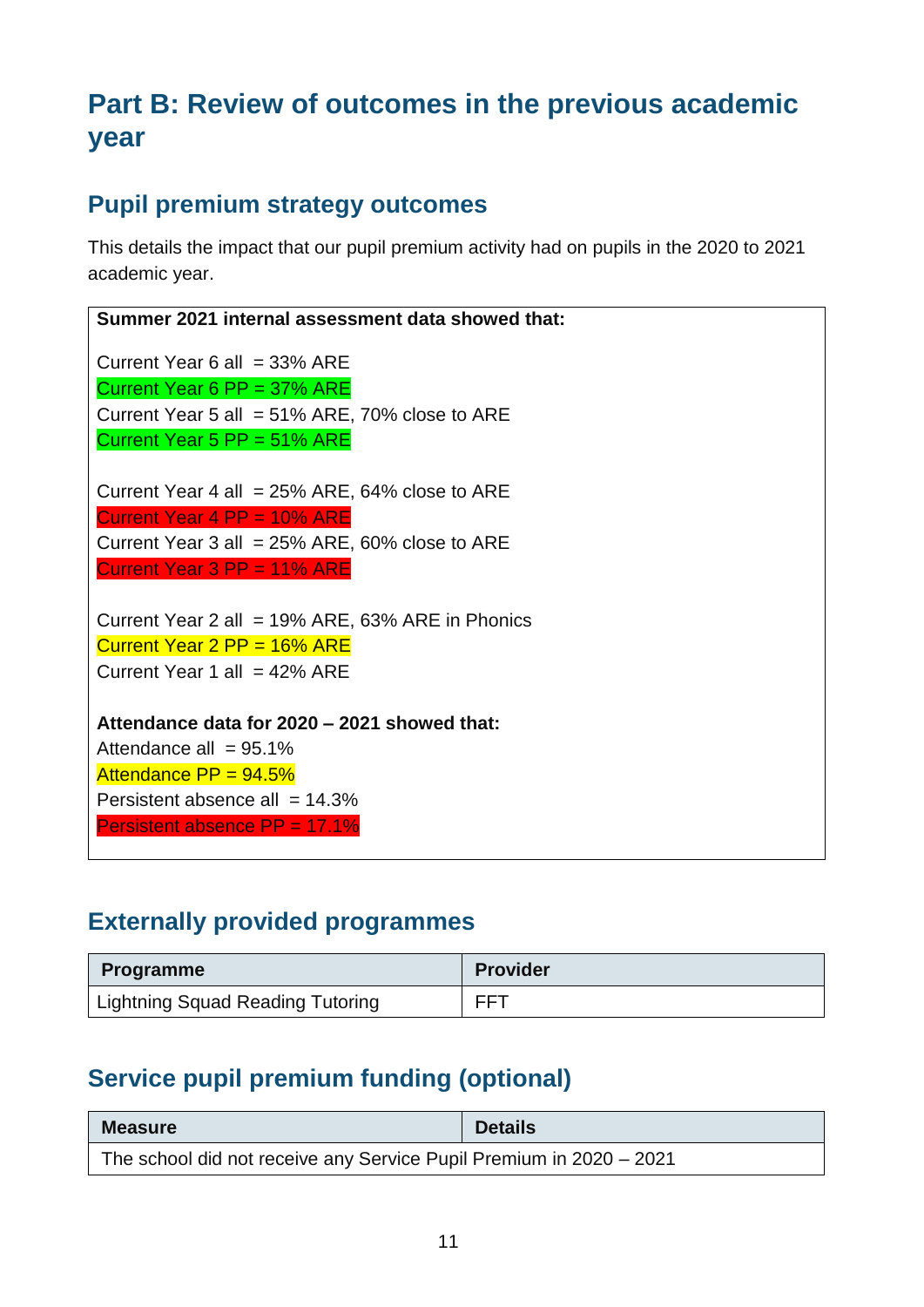# Part B: Review of outcomes in the previous academic year

## Pupil premium strategy outcomes

This details the impact that our pupil premium activity had on pupils in the 2020 to 2021 academic year.

**Summer 2021 internal assessment data showed that:**

Current Year 6 all = 33% ARE
Current Year 6 PP = 37% ARE
Current Year 5 all = 51% ARE, 70% close to ARE
Current Year 5 PP = 51% ARE

Current Year 4 all = 25% ARE, 64% close to ARE
Current Year 4 PP = 10% ARE
Current Year 3 all = 25% ARE, 60% close to ARE
Current Year 3 PP = 11% ARE

Current Year 2 all = 19% ARE, 63% ARE in Phonics
Current Year 2 PP = 16% ARE
Current Year 1 all = 42% ARE

**Attendance data for 2020 – 2021 showed that:**
Attendance all = 95.1%
Attendance PP = 94.5%
Persistent absence all = 14.3%
Persistent absence PP = 17.1%

## Externally provided programmes

| Programme | Provider |
|---|---|
| Lightning Squad Reading Tutoring | FFT |

## Service pupil premium funding (optional)

| Measure | Details |
|---|---|
| The school did not receive any Service Pupil Premium in 2020 – 2021 | |